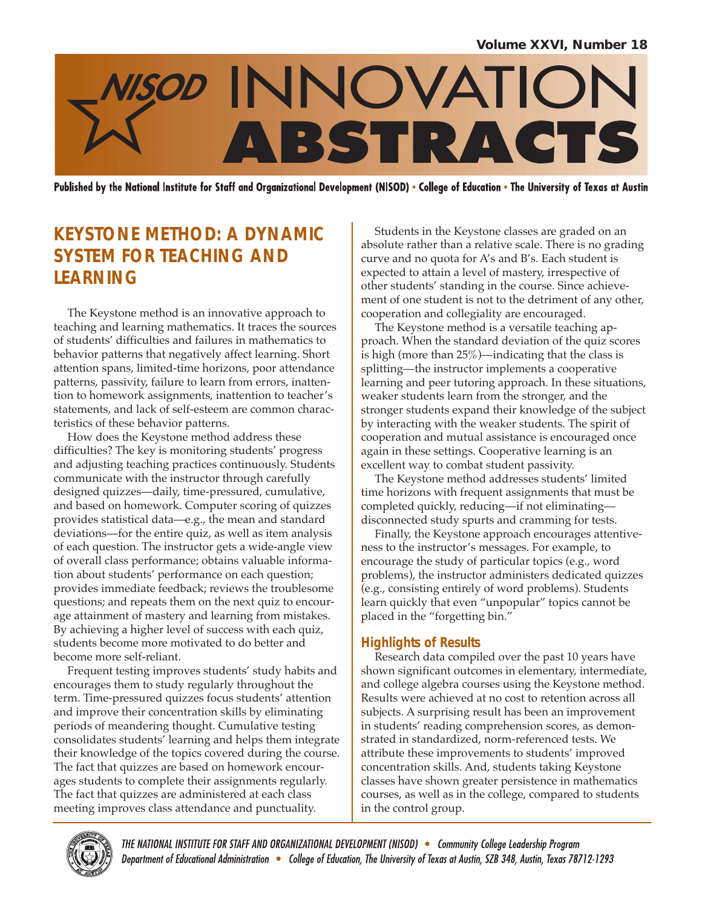# KEYSTONE METHOD: A DYNAMIC SYSTEM FOR TEACHING AND LEARNING

The Keystone method is an innovative approach to teaching and learning mathematics. It traces the sources of students' difficulties and failures in mathematics to behavior patterns that negatively affect learning. Short attention spans, limited-time horizons, poor attendance patterns, passivity, failure to learn from errors, inattention to homework assignments, inattention to teacher's statements, and lack of self-esteem are common characteristics of these behavior patterns.

How does the Keystone method address these difficulties? The key is monitoring students' progress and adjusting teaching practices continuously. Students communicate with the instructor through carefully designed quizzes—daily, time-pressured, cumulative, and based on homework. Computer scoring of quizzes provides statistical data—e.g., the mean and standard deviations—for the entire quiz, as well as item analysis of each question. The instructor gets a wide-angle view of overall class performance; obtains valuable information about students' performance on each question; provides immediate feedback; reviews the troublesome questions; and repeats them on the next quiz to encourage attainment of mastery and learning from mistakes. By achieving a higher level of success with each quiz, students become more motivated to do better and become more self-reliant.

Frequent testing improves students' study habits and encourages them to study regularly throughout the term. Time-pressured quizzes focus students' attention and improve their concentration skills by eliminating periods of meandering thought. Cumulative testing consolidates students' learning and helps them integrate their knowledge of the topics covered during the course. The fact that quizzes are based on homework encourages students to complete their assignments regularly. The fact that quizzes are administered at each class meeting improves class attendance and punctuality.

Students in the Keystone classes are graded on an absolute rather than a relative scale. There is no grading curve and no quota for A's and B's. Each student is expected to attain a level of mastery, irrespective of other students' standing in the course. Since achievement of one student is not to the detriment of any other, cooperation and collegiality are encouraged.

The Keystone method is a versatile teaching approach. When the standard deviation of the quiz scores is high (more than 25%)—indicating that the class is splitting—the instructor implements a cooperative learning and peer tutoring approach. In these situations, weaker students learn from the stronger, and the stronger students expand their knowledge of the subject by interacting with the weaker students. The spirit of cooperation and mutual assistance is encouraged once again in these settings. Cooperative learning is an excellent way to combat student passivity.

The Keystone method addresses students' limited time horizons with frequent assignments that must be completed quickly, reducing—if not eliminating—disconnected study spurts and cramming for tests.

Finally, the Keystone approach encourages attentiveness to the instructor's messages. For example, to encourage the study of particular topics (e.g., word problems), the instructor administers dedicated quizzes (e.g., consisting entirely of word problems). Students learn quickly that even "unpopular" topics cannot be placed in the "forgetting bin."

## Highlights of Results

Research data compiled over the past 10 years have shown significant outcomes in elementary, intermediate, and college algebra courses using the Keystone method. Results were achieved at no cost to retention across all subjects. A surprising result has been an improvement in students' reading comprehension scores, as demonstrated in standardized, norm-referenced tests. We attribute these improvements to students' improved concentration skills. And, students taking Keystone classes have shown greater persistence in mathematics courses, as well as in the college, compared to students in the control group.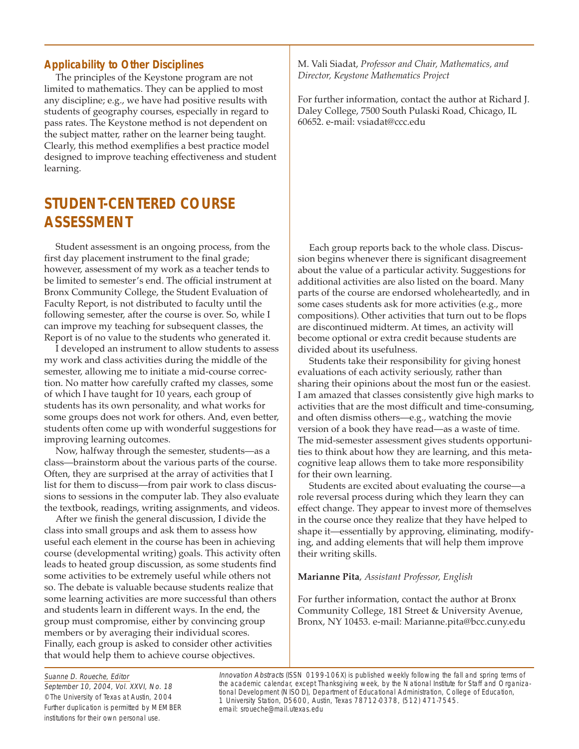## Applicability to Other Disciplines

The principles of the Keystone program are not limited to mathematics. They can be applied to most any discipline; e.g., we have had positive results with students of geography courses, especially in regard to pass rates. The Keystone method is not dependent on the subject matter, rather on the learner being taught. Clearly, this method exemplifies a best practice model designed to improve teaching effectiveness and student learning.

M. Vali Siadat, *Professor and Chair, Mathematics, and Director, Keystone Mathematics Project*

For further information, contact the author at Richard J. Daley College, 7500 South Pulaski Road, Chicago, IL 60652. e-mail: vsiadat@ccc.edu

# STUDENT-CENTERED COURSE ASSESSMENT

Student assessment is an ongoing process, from the first day placement instrument to the final grade; however, assessment of my work as a teacher tends to be limited to semester's end. The official instrument at Bronx Community College, the Student Evaluation of Faculty Report, is not distributed to faculty until the following semester, after the course is over. So, while I can improve my teaching for subsequent classes, the Report is of no value to the students who generated it.

I developed an instrument to allow students to assess my work and class activities during the middle of the semester, allowing me to initiate a mid-course correction. No matter how carefully crafted my classes, some of which I have taught for 10 years, each group of students has its own personality, and what works for some groups does not work for others. And, even better, students often come up with wonderful suggestions for improving learning outcomes.

Now, halfway through the semester, students—as a class—brainstorm about the various parts of the course. Often, they are surprised at the array of activities that I list for them to discuss—from pair work to class discussions to sessions in the computer lab. They also evaluate the textbook, readings, writing assignments, and videos.

After we finish the general discussion, I divide the class into small groups and ask them to assess how useful each element in the course has been in achieving course (developmental writing) goals. This activity often leads to heated group discussion, as some students find some activities to be extremely useful while others not so. The debate is valuable because students realize that some learning activities are more successful than others and students learn in different ways. In the end, the group must compromise, either by convincing group members or by averaging their individual scores. Finally, each group is asked to consider other activities that would help them to achieve course objectives.

Each group reports back to the whole class. Discussion begins whenever there is significant disagreement about the value of a particular activity. Suggestions for additional activities are also listed on the board. Many parts of the course are endorsed wholeheartedly, and in some cases students ask for more activities (e.g., more compositions). Other activities that turn out to be flops are discontinued midterm. At times, an activity will become optional or extra credit because students are divided about its usefulness.

Students take their responsibility for giving honest evaluations of each activity seriously, rather than sharing their opinions about the most fun or the easiest. I am amazed that classes consistently give high marks to activities that are the most difficult and time-consuming, and often dismiss others—e.g., watching the movie version of a book they have read—as a waste of time. The mid-semester assessment gives students opportunities to think about how they are learning, and this metacognitive leap allows them to take more responsibility for their own learning.

Students are excited about evaluating the course—a role reversal process during which they learn they can effect change. They appear to invest more of themselves in the course once they realize that they have helped to shape it—essentially by approving, eliminating, modifying, and adding elements that will help them improve their writing skills.

**Marianne Pita**, *Assistant Professor, English*

For further information, contact the author at Bronx Community College, 181 Street & University Avenue, Bronx, NY 10453. e-mail: Marianne.pita@bcc.cuny.edu

Suanne D. Roueche, Editor
September 10, 2004, Vol. XXVI, No. 18
©The University of Texas at Austin, 2004
Further duplication is permitted by MEMBER institutions for their own personal use.

*Innovation Abstracts* (ISSN 0199-106X) is published weekly following the fall and spring terms of the academic calendar, except Thanksgiving week, by the National Institute for Staff and Organizational Development (NISOD), Department of Educational Administration, College of Education, 1 University Station, D5600, Austin, Texas 78712-0378, (512) 471-7545. email: sroueche@mail.utexas.edu